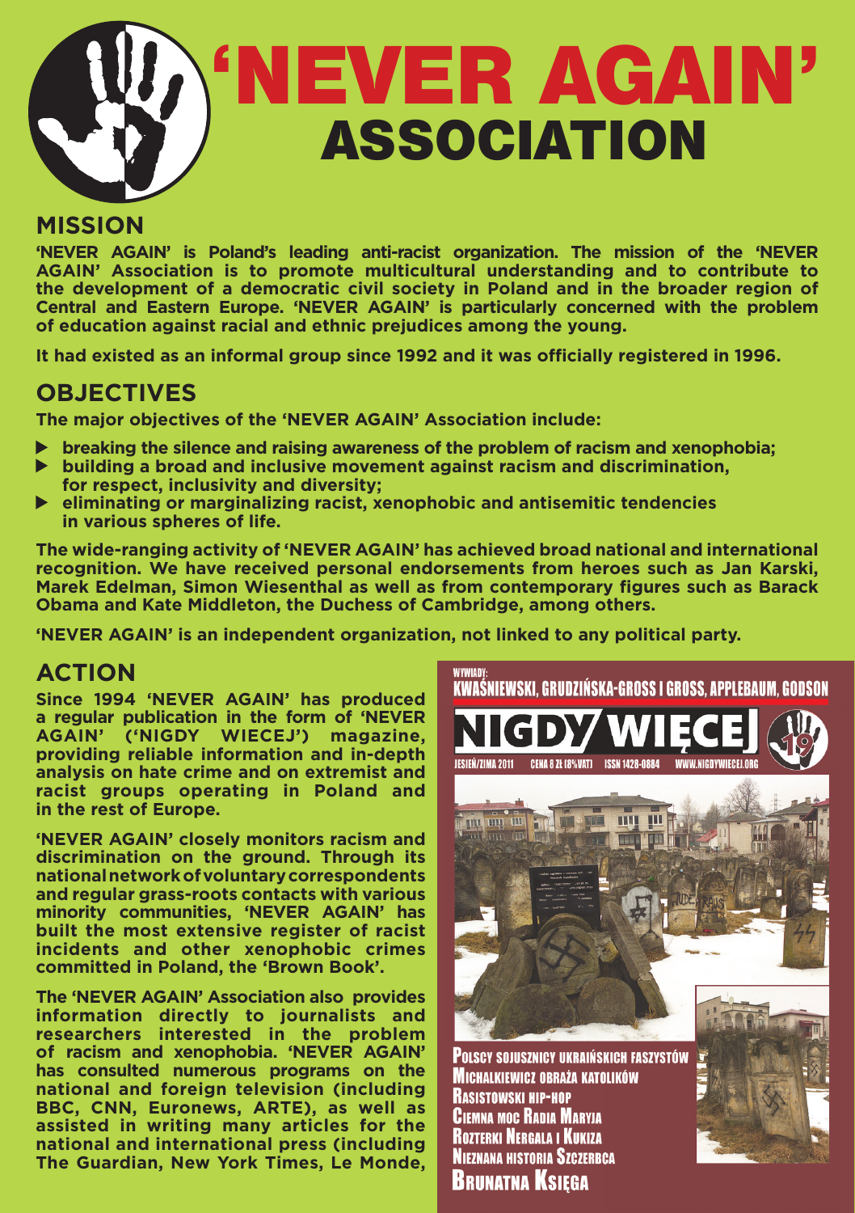# 'NEVER AGAIN' ASSOCIATION

## MISSION

**'NEVER AGAIN' is Poland's leading anti-racist organization. The mission of the 'NEVER AGAIN' Association is to promote multicultural understanding and to contribute to the development of a democratic civil society in Poland and in the broader region of Central and Eastern Europe. 'NEVER AGAIN' is particularly concerned with the problem of education against racial and ethnic prejudices among the young.**

**It had existed as an informal group since 1992 and it was officially registered in 1996.**

## OBJECTIVES

**The major objectives of the 'NEVER AGAIN' Association include:**

- **breaking the silence and raising awareness of the problem of racism and xenophobia;**
- **building a broad and inclusive movement against racism and discrimination, for respect, inclusivity and diversity;**
- **eliminating or marginalizing racist, xenophobic and antisemitic tendencies in various spheres of life.**

**The wide-ranging activity of 'NEVER AGAIN' has achieved broad national and international recognition. We have received personal endorsements from heroes such as Jan Karski, Marek Edelman, Simon Wiesenthal as well as from contemporary figures such as Barack Obama and Kate Middleton, the Duchess of Cambridge, among others.**

**'NEVER AGAIN' is an independent organization, not linked to any political party.**

## ACTION

**Since 1994 'NEVER AGAIN' has produced a regular publication in the form of 'NEVER AGAIN' ('NIGDY WIECEJ') magazine, providing reliable information and in-depth analysis on hate crime and on extremist and racist groups operating in Poland and in the rest of Europe.**

**'NEVER AGAIN' closely monitors racism and discrimination on the ground. Through its national network of voluntary correspondents and regular grass-roots contacts with various minority communities, 'NEVER AGAIN' has built the most extensive register of racist incidents and other xenophobic crimes committed in Poland, the 'Brown Book'.**

**The 'NEVER AGAIN' Association also provides information directly to journalists and researchers interested in the problem of racism and xenophobia. 'NEVER AGAIN' has consulted numerous programs on the national and foreign television (including BBC, CNN, Euronews, ARTE), as well as assisted in writing many articles for the national and international press (including The Guardian, New York Times, Le Monde,**

WYWIADY:
KWAŚNIEWSKI, GRUDZIŃSKA-GROSS I GROSS, APPLEBAUM, GODSON

NIGDY WIĘCEJ 19

JESIEŃ/ZIMA 2011 CENA 8 ZŁ (8%VAT) ISSN 1428-0884 WWW.NIGDYWIECEJ.ORG

POLSCY SOJUSZNICY UKRAIŃSKICH FASZYSTÓW
MICHALKIEWICZ OBRAŻA KATOLIKÓW
RASISTOWSKI HIP-HOP
CIEMNA MOC RADIA MARYJA
ROZTERKI NERGALA I KUKIZA
NIEZNANA HISTORIA SZCZERBCA
BRUNATNA KSIĘGA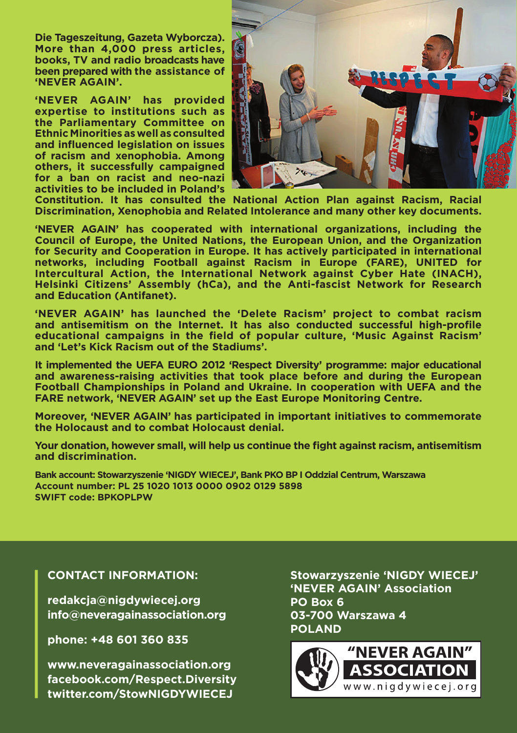**Die Tageszeitung, Gazeta Wyborcza). More than 4,000 press articles, books, TV and radio broadcasts have been prepared with the assistance of 'NEVER AGAIN'.**

**'NEVER AGAIN' has provided expertise to institutions such as the Parliamentary Committee on Ethnic Minorities as well as consulted and influenced legislation on issues of racism and xenophobia. Among others, it successfully campaigned for a ban on racist and neo-nazi activities to be included in Poland's Constitution. It has consulted the National Action Plan against Racism, Racial Discrimination, Xenophobia and Related Intolerance and many other key documents.**

**'NEVER AGAIN' has cooperated with international organizations, including the Council of Europe, the United Nations, the European Union, and the Organization for Security and Cooperation in Europe. It has actively participated in international networks, including Football against Racism in Europe (FARE), UNITED for Intercultural Action, the International Network against Cyber Hate (INACH), Helsinki Citizens' Assembly (hCa), and the Anti-fascist Network for Research and Education (Antifanet).**

**'NEVER AGAIN' has launched the 'Delete Racism' project to combat racism and antisemitism on the Internet. It has also conducted successful high-profile educational campaigns in the field of popular culture, 'Music Against Racism' and 'Let's Kick Racism out of the Stadiums'.**

**It implemented the UEFA EURO 2012 'Respect Diversity' programme: major educational and awareness-raising activities that took place before and during the European Football Championships in Poland and Ukraine. In cooperation with UEFA and the FARE network, 'NEVER AGAIN' set up the East Europe Monitoring Centre.**

**Moreover, 'NEVER AGAIN' has participated in important initiatives to commemorate the Holocaust and to combat Holocaust denial.**

**Your donation, however small, will help us continue the fight against racism, antisemitism and discrimination.**

**Bank account: Stowarzyszenie 'NIGDY WIECEJ', Bank PKO BP I Oddzial Centrum, Warszawa**
**Account number: PL 25 1020 1013 0000 0902 0129 5898**
**SWIFT code: BPKOPLPW**

## CONTACT INFORMATION:

**redakcja@nigdywiecej.org**
**info@neveragainassociation.org**

**phone: +48 601 360 835**

**www.neveragainassociation.org**
**facebook.com/Respect.Diversity**
**twitter.com/StowNIGDYWIECEJ**

**Stowarzyszenie 'NIGDY WIECEJ'**
**'NEVER AGAIN' Association**
**PO Box 6**
**03-700 Warszawa 4**
**POLAND**

**"NEVER AGAIN" ASSOCIATION**
www.nigdywiecej.org